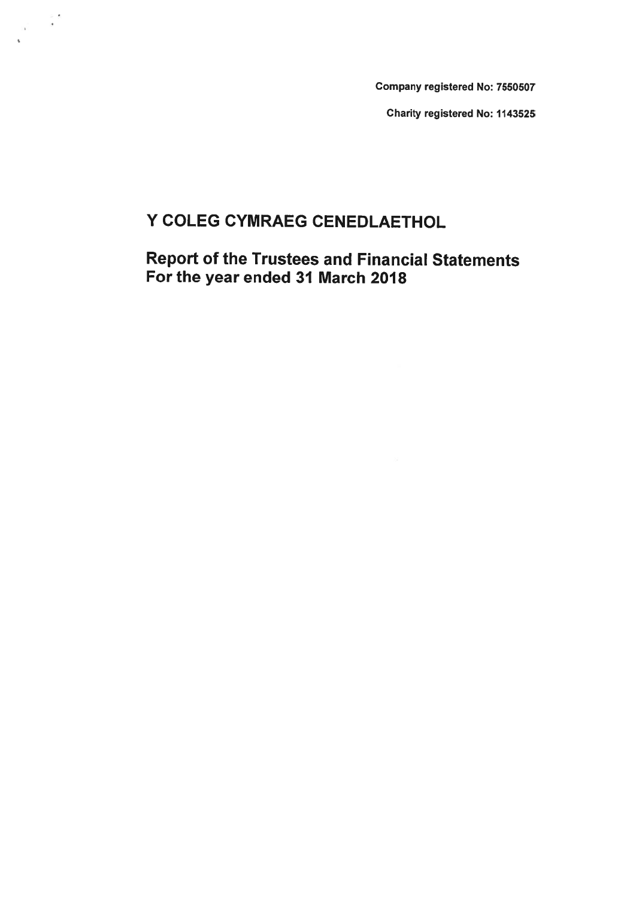Company registered No: 7550507

Charity registered No: 1143525

# Y COLEG CYMRAEG CENEDLAETHOL

## Report of the Trustees and Financial Statements For the year ended 31 March 2018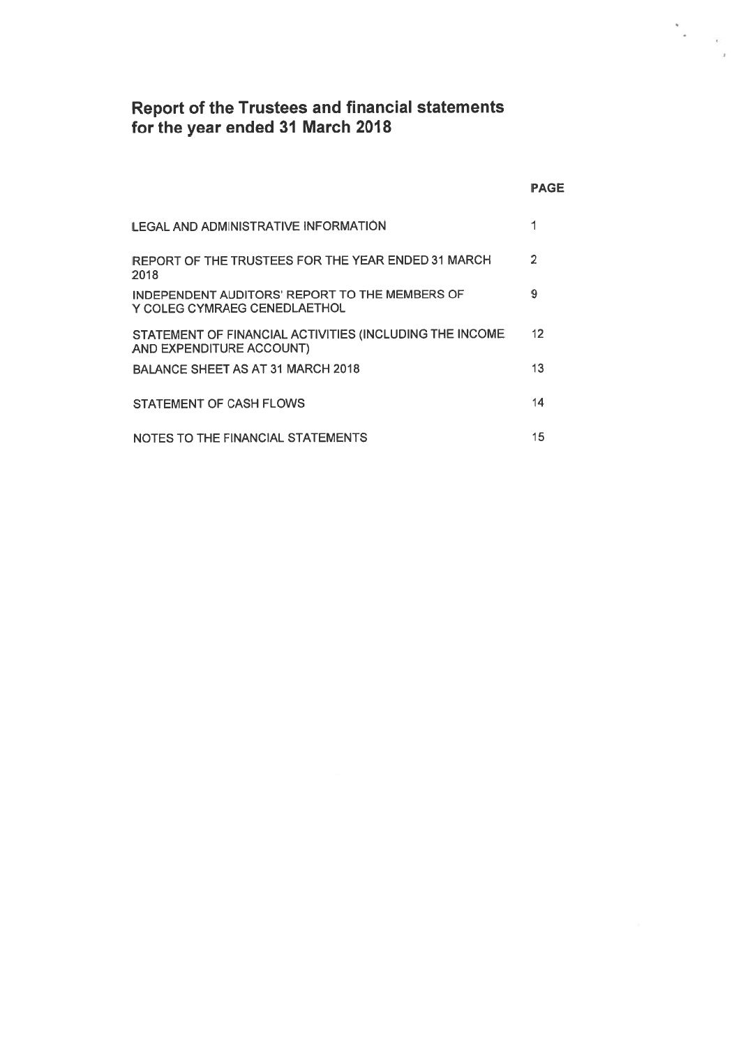# Report of the Trustees and financial statements for the year ended 31 March 2018

| | PAGE |
|---|---|
| LEGAL AND ADMINISTRATIVE INFORMATION | 1 |
| REPORT OF THE TRUSTEES FOR THE YEAR ENDED 31 MARCH 2018 | 2 |
| INDEPENDENT AUDITORS' REPORT TO THE MEMBERS OF Y COLEG CYMRAEG CENEDLAETHOL | 9 |
| STATEMENT OF FINANCIAL ACTIVITIES (INCLUDING THE INCOME AND EXPENDITURE ACCOUNT) | 12 |
| BALANCE SHEET AS AT 31 MARCH 2018 | 13 |
| STATEMENT OF CASH FLOWS | 14 |
| NOTES TO THE FINANCIAL STATEMENTS | 15 |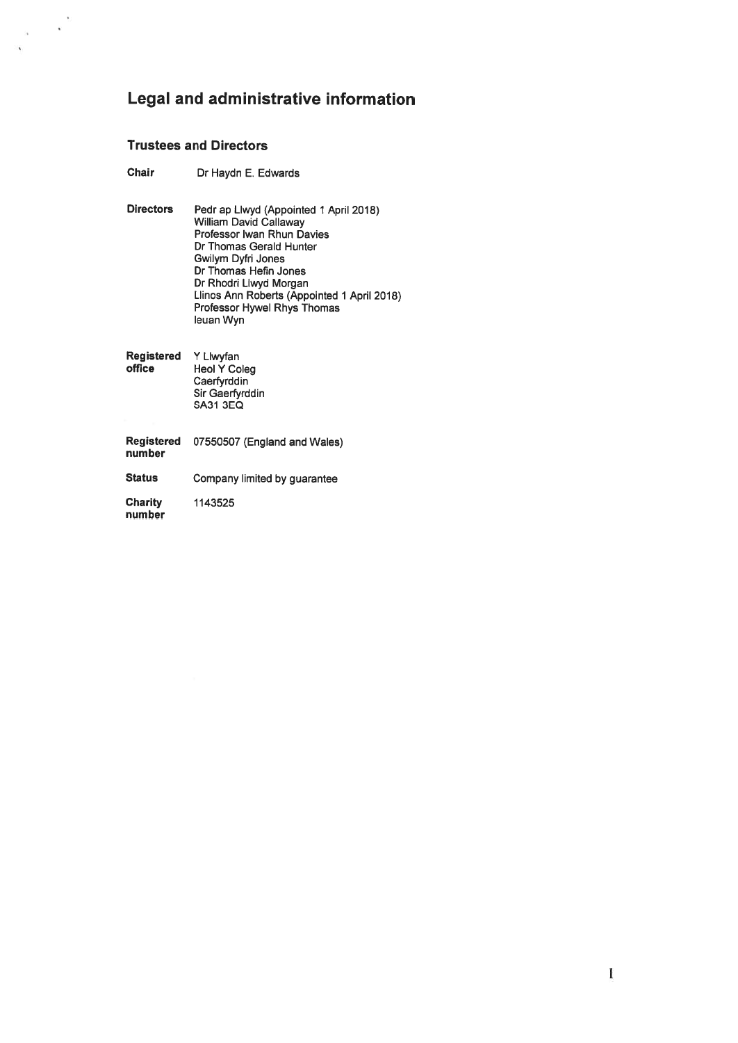# Legal and administrative information

## Trustees and Directors

**Chair** Dr Haydn E. Edwards

**Directors**
Pedr ap Llwyd (Appointed 1 April 2018)
William David Callaway
Professor Iwan Rhun Davies
Dr Thomas Gerald Hunter
Gwilym Dyfri Jones
Dr Thomas Hefin Jones
Dr Rhodri Llwyd Morgan
Llinos Ann Roberts (Appointed 1 April 2018)
Professor Hywel Rhys Thomas
Ieuan Wyn

**Registered office**
Y Llwyfan
Heol Y Coleg
Caerfyrddin
Sir Gaerfyrddin
SA31 3EQ

**Registered number** 07550507 (England and Wales)

**Status** Company limited by guarantee

**Charity number** 1143525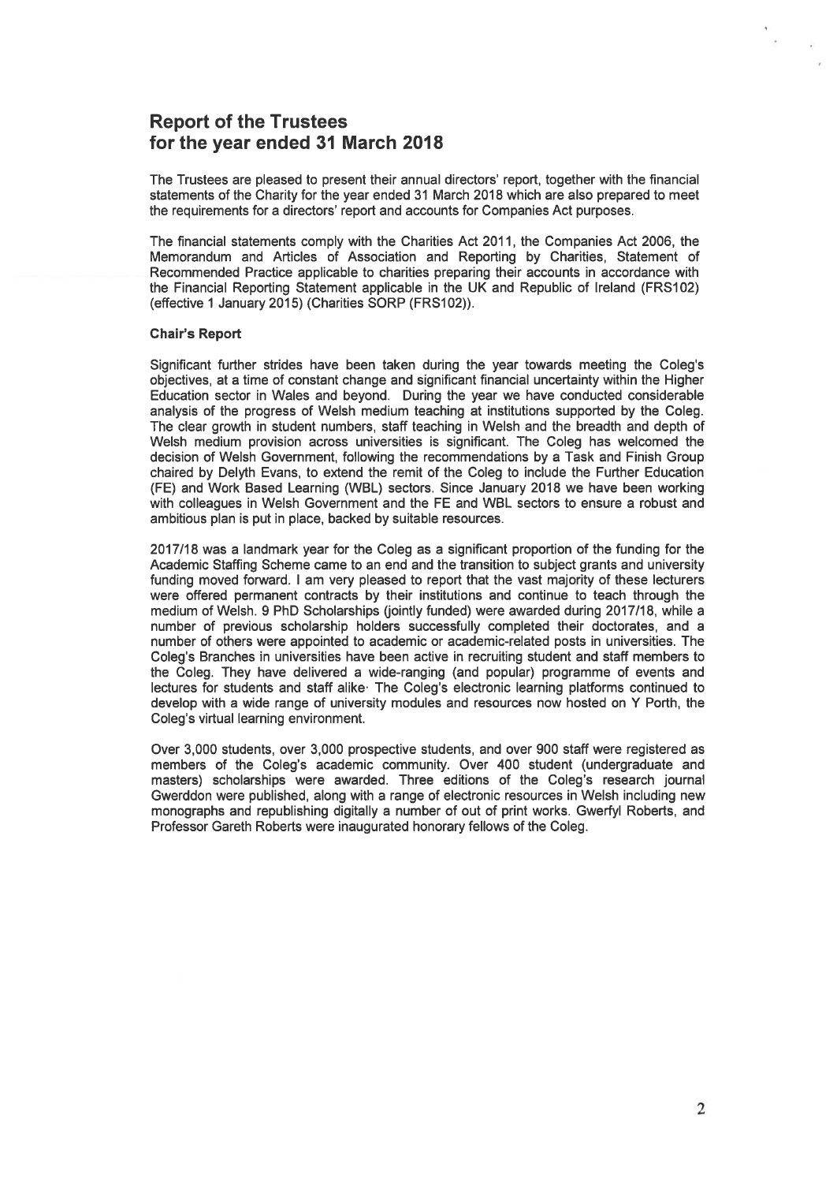# Report of the Trustees for the year ended 31 March 2018

The Trustees are pleased to present their annual directors' report, together with the financial statements of the Charity for the year ended 31 March 2018 which are also prepared to meet the requirements for a directors' report and accounts for Companies Act purposes.

The financial statements comply with the Charities Act 2011, the Companies Act 2006, the Memorandum and Articles of Association and Reporting by Charities, Statement of Recommended Practice applicable to charities preparing their accounts in accordance with the Financial Reporting Statement applicable in the UK and Republic of Ireland (FRS102) (effective 1 January 2015) (Charities SORP (FRS102)).

**Chair's Report**

Significant further strides have been taken during the year towards meeting the Coleg's objectives, at a time of constant change and significant financial uncertainty within the Higher Education sector in Wales and beyond. During the year we have conducted considerable analysis of the progress of Welsh medium teaching at institutions supported by the Coleg. The clear growth in student numbers, staff teaching in Welsh and the breadth and depth of Welsh medium provision across universities is significant. The Coleg has welcomed the decision of Welsh Government, following the recommendations by a Task and Finish Group chaired by Delyth Evans, to extend the remit of the Coleg to include the Further Education (FE) and Work Based Learning (WBL) sectors. Since January 2018 we have been working with colleagues in Welsh Government and the FE and WBL sectors to ensure a robust and ambitious plan is put in place, backed by suitable resources.

2017/18 was a landmark year for the Coleg as a significant proportion of the funding for the Academic Staffing Scheme came to an end and the transition to subject grants and university funding moved forward. I am very pleased to report that the vast majority of these lecturers were offered permanent contracts by their institutions and continue to teach through the medium of Welsh. 9 PhD Scholarships (jointly funded) were awarded during 2017/18, while a number of previous scholarship holders successfully completed their doctorates, and a number of others were appointed to academic or academic-related posts in universities. The Coleg's Branches in universities have been active in recruiting student and staff members to the Coleg. They have delivered a wide-ranging (and popular) programme of events and lectures for students and staff alike. The Coleg's electronic learning platforms continued to develop with a wide range of university modules and resources now hosted on Y Porth, the Coleg's virtual learning environment.

Over 3,000 students, over 3,000 prospective students, and over 900 staff were registered as members of the Coleg's academic community. Over 400 student (undergraduate and masters) scholarships were awarded. Three editions of the Coleg's research journal Gwerddon were published, along with a range of electronic resources in Welsh including new monographs and republishing digitally a number of out of print works. Gwerfyl Roberts, and Professor Gareth Roberts were inaugurated honorary fellows of the Coleg.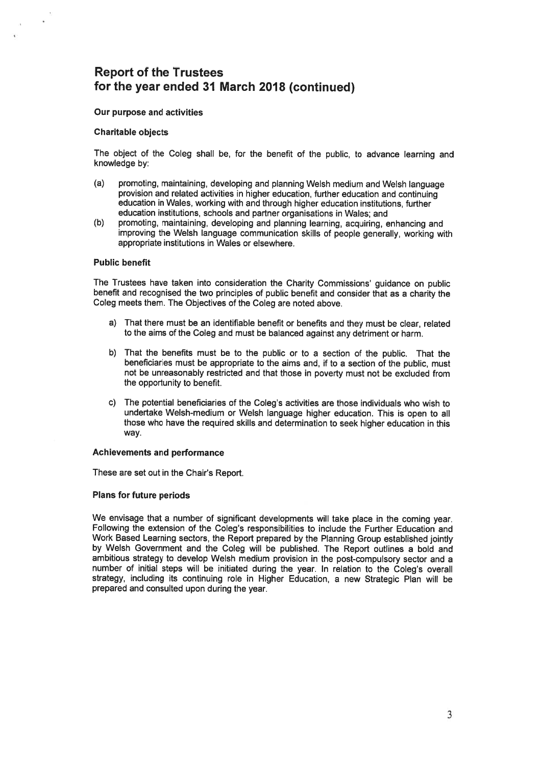# Report of the Trustees for the year ended 31 March 2018 (continued)

### Our purpose and activities

#### Charitable objects

The object of the Coleg shall be, for the benefit of the public, to advance learning and knowledge by:

(a) promoting, maintaining, developing and planning Welsh medium and Welsh language provision and related activities in higher education, further education and continuing education in Wales, working with and through higher education institutions, further education institutions, schools and partner organisations in Wales; and

(b) promoting, maintaining, developing and planning learning, acquiring, enhancing and improving the Welsh language communication skills of people generally, working with appropriate institutions in Wales or elsewhere.

#### Public benefit

The Trustees have taken into consideration the Charity Commissions' guidance on public benefit and recognised the two principles of public benefit and consider that as a charity the Coleg meets them. The Objectives of the Coleg are noted above.

a) That there must be an identifiable benefit or benefits and they must be clear, related to the aims of the Coleg and must be balanced against any detriment or harm.

b) That the benefits must be to the public or to a section of the public. That the beneficiaries must be appropriate to the aims and, if to a section of the public, must not be unreasonably restricted and that those in poverty must not be excluded from the opportunity to benefit.

c) The potential beneficiaries of the Coleg's activities are those individuals who wish to undertake Welsh-medium or Welsh language higher education. This is open to all those who have the required skills and determination to seek higher education in this way.

#### Achievements and performance

These are set out in the Chair's Report.

#### Plans for future periods

We envisage that a number of significant developments will take place in the coming year. Following the extension of the Coleg's responsibilities to include the Further Education and Work Based Learning sectors, the Report prepared by the Planning Group established jointly by Welsh Government and the Coleg will be published. The Report outlines a bold and ambitious strategy to develop Welsh medium provision in the post-compulsory sector and a number of initial steps will be initiated during the year. In relation to the Coleg's overall strategy, including its continuing role in Higher Education, a new Strategic Plan will be prepared and consulted upon during the year.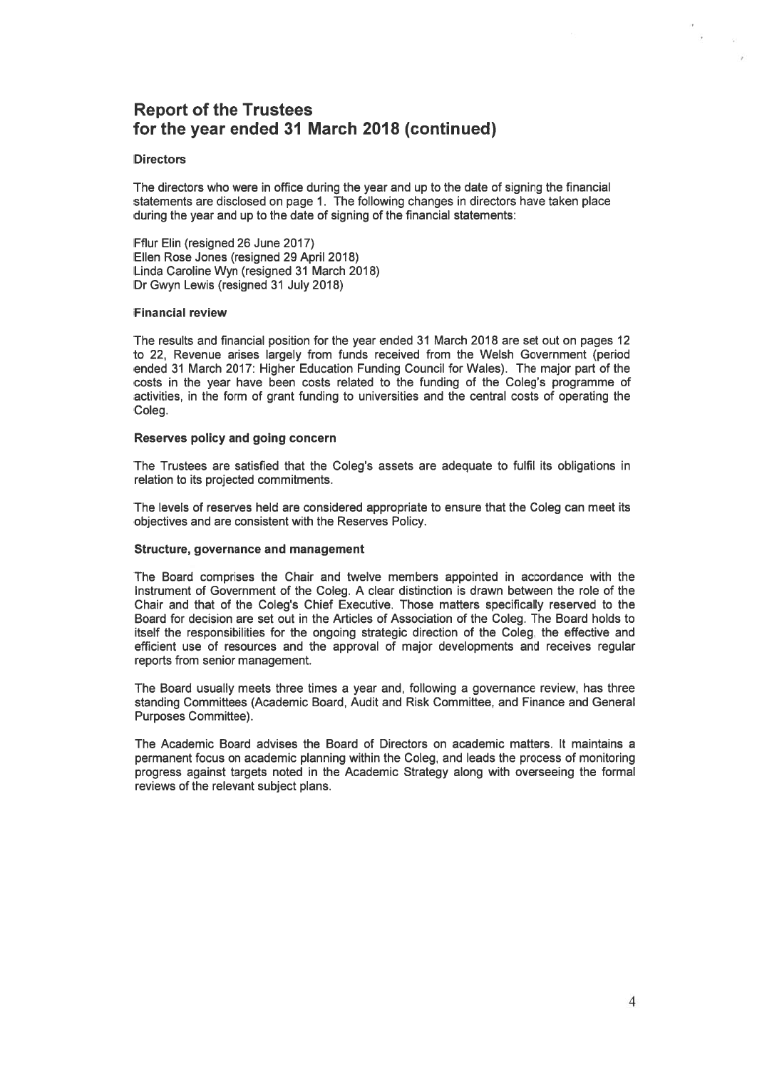# Report of the Trustees for the year ended 31 March 2018 (continued)

### Directors

The directors who were in office during the year and up to the date of signing the financial statements are disclosed on page 1. The following changes in directors have taken place during the year and up to the date of signing of the financial statements:

Fflur Elin (resigned 26 June 2017)
Ellen Rose Jones (resigned 29 April 2018)
Linda Caroline Wyn (resigned 31 March 2018)
Dr Gwyn Lewis (resigned 31 July 2018)

### Financial review

The results and financial position for the year ended 31 March 2018 are set out on pages 12 to 22, Revenue arises largely from funds received from the Welsh Government (period ended 31 March 2017: Higher Education Funding Council for Wales). The major part of the costs in the year have been costs related to the funding of the Coleg's programme of activities, in the form of grant funding to universities and the central costs of operating the Coleg.

### Reserves policy and going concern

The Trustees are satisfied that the Coleg's assets are adequate to fulfil its obligations in relation to its projected commitments.

The levels of reserves held are considered appropriate to ensure that the Coleg can meet its objectives and are consistent with the Reserves Policy.

### Structure, governance and management

The Board comprises the Chair and twelve members appointed in accordance with the Instrument of Government of the Coleg. A clear distinction is drawn between the role of the Chair and that of the Coleg's Chief Executive. Those matters specifically reserved to the Board for decision are set out in the Articles of Association of the Coleg. The Board holds to itself the responsibilities for the ongoing strategic direction of the Coleg, the effective and efficient use of resources and the approval of major developments and receives regular reports from senior management.

The Board usually meets three times a year and, following a governance review, has three standing Committees (Academic Board, Audit and Risk Committee, and Finance and General Purposes Committee).

The Academic Board advises the Board of Directors on academic matters. It maintains a permanent focus on academic planning within the Coleg, and leads the process of monitoring progress against targets noted in the Academic Strategy along with overseeing the formal reviews of the relevant subject plans.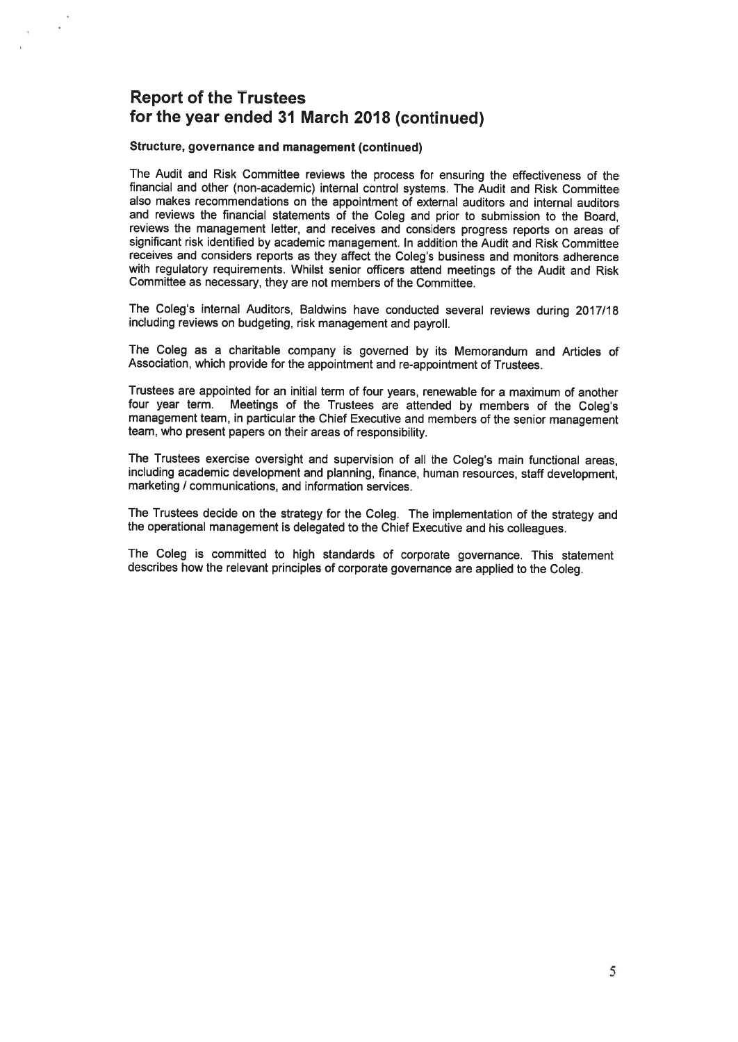## Report of the Trustees for the year ended 31 March 2018 (continued)

### Structure, governance and management (continued)

The Audit and Risk Committee reviews the process for ensuring the effectiveness of the financial and other (non-academic) internal control systems. The Audit and Risk Committee also makes recommendations on the appointment of external auditors and internal auditors and reviews the financial statements of the Coleg and prior to submission to the Board, reviews the management letter, and receives and considers progress reports on areas of significant risk identified by academic management. In addition the Audit and Risk Committee receives and considers reports as they affect the Coleg's business and monitors adherence with regulatory requirements. Whilst senior officers attend meetings of the Audit and Risk Committee as necessary, they are not members of the Committee.

The Coleg's internal Auditors, Baldwins have conducted several reviews during 2017/18 including reviews on budgeting, risk management and payroll.

The Coleg as a charitable company is governed by its Memorandum and Articles of Association, which provide for the appointment and re-appointment of Trustees.

Trustees are appointed for an initial term of four years, renewable for a maximum of another four year term. Meetings of the Trustees are attended by members of the Coleg's management team, in particular the Chief Executive and members of the senior management team, who present papers on their areas of responsibility.

The Trustees exercise oversight and supervision of all the Coleg's main functional areas, including academic development and planning, finance, human resources, staff development, marketing / communications, and information services.

The Trustees decide on the strategy for the Coleg. The implementation of the strategy and the operational management is delegated to the Chief Executive and his colleagues.

The Coleg is committed to high standards of corporate governance. This statement describes how the relevant principles of corporate governance are applied to the Coleg.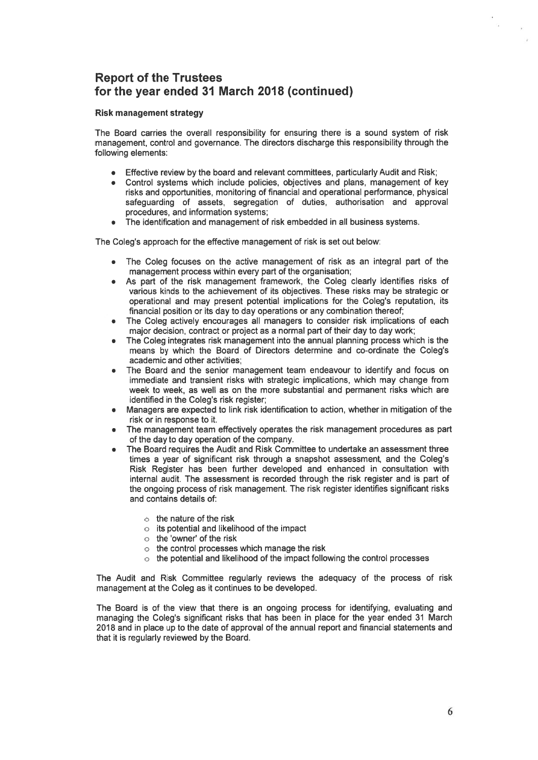## Report of the Trustees for the year ended 31 March 2018 (continued)

**Risk management strategy**

The Board carries the overall responsibility for ensuring there is a sound system of risk management, control and governance. The directors discharge this responsibility through the following elements:

- Effective review by the board and relevant committees, particularly Audit and Risk;
- Control systems which include policies, objectives and plans, management of key risks and opportunities, monitoring of financial and operational performance, physical safeguarding of assets, segregation of duties, authorisation and approval procedures, and information systems;
- The identification and management of risk embedded in all business systems.

The Coleg's approach for the effective management of risk is set out below:

- The Coleg focuses on the active management of risk as an integral part of the management process within every part of the organisation;
- As part of the risk management framework, the Coleg clearly identifies risks of various kinds to the achievement of its objectives. These risks may be strategic or operational and may present potential implications for the Coleg's reputation, its financial position or its day to day operations or any combination thereof;
- The Coleg actively encourages all managers to consider risk implications of each major decision, contract or project as a normal part of their day to day work;
- The Coleg integrates risk management into the annual planning process which is the means by which the Board of Directors determine and co-ordinate the Coleg's academic and other activities;
- The Board and the senior management team endeavour to identify and focus on immediate and transient risks with strategic implications, which may change from week to week, as well as on the more substantial and permanent risks which are identified in the Coleg's risk register;
- Managers are expected to link risk identification to action, whether in mitigation of the risk or in response to it.
- The management team effectively operates the risk management procedures as part of the day to day operation of the company.
- The Board requires the Audit and Risk Committee to undertake an assessment three times a year of significant risk through a snapshot assessment, and the Coleg's Risk Register has been further developed and enhanced in consultation with internal audit. The assessment is recorded through the risk register and is part of the ongoing process of risk management. The risk register identifies significant risks and contains details of:
    - the nature of the risk
    - its potential and likelihood of the impact
    - the 'owner' of the risk
    - the control processes which manage the risk
    - the potential and likelihood of the impact following the control processes

The Audit and Risk Committee regularly reviews the adequacy of the process of risk management at the Coleg as it continues to be developed.

The Board is of the view that there is an ongoing process for identifying, evaluating and managing the Coleg's significant risks that has been in place for the year ended 31 March 2018 and in place up to the date of approval of the annual report and financial statements and that it is regularly reviewed by the Board.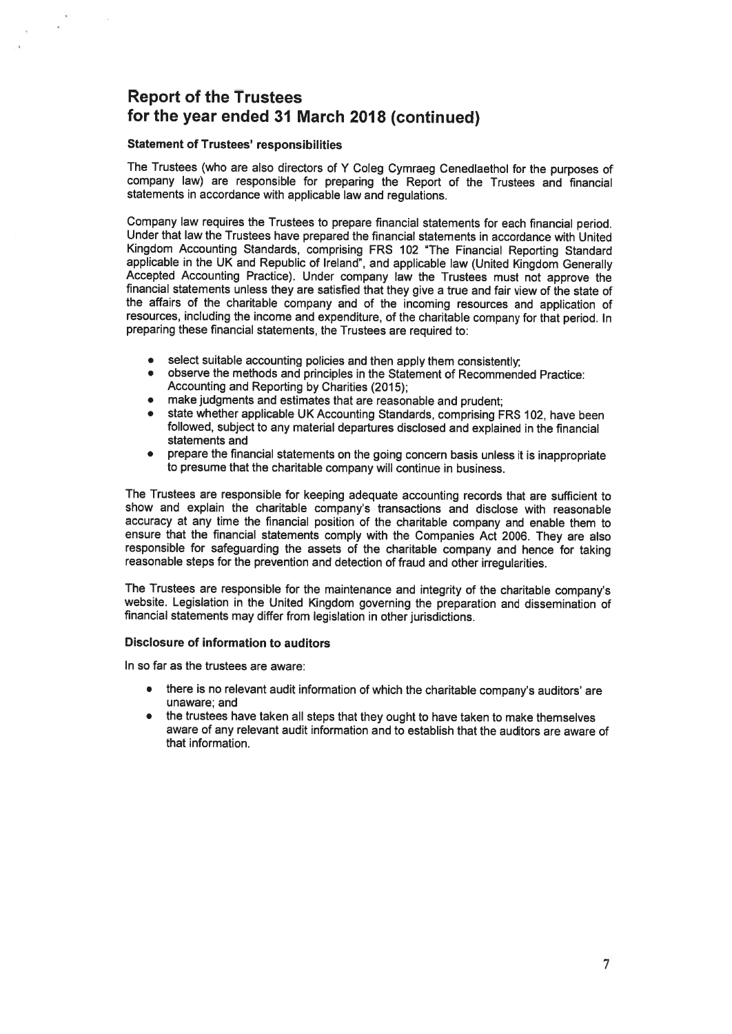# Report of the Trustees
# for the year ended 31 March 2018 (continued)

### Statement of Trustees' responsibilities

The Trustees (who are also directors of Y Coleg Cymraeg Cenedlaethol for the purposes of company law) are responsible for preparing the Report of the Trustees and financial statements in accordance with applicable law and regulations.

Company law requires the Trustees to prepare financial statements for each financial period. Under that law the Trustees have prepared the financial statements in accordance with United Kingdom Accounting Standards, comprising FRS 102 "The Financial Reporting Standard applicable in the UK and Republic of Ireland", and applicable law (United Kingdom Generally Accepted Accounting Practice). Under company law the Trustees must not approve the financial statements unless they are satisfied that they give a true and fair view of the state of the affairs of the charitable company and of the incoming resources and application of resources, including the income and expenditure, of the charitable company for that period. In preparing these financial statements, the Trustees are required to:

- select suitable accounting policies and then apply them consistently;
- observe the methods and principles in the Statement of Recommended Practice: Accounting and Reporting by Charities (2015);
- make judgments and estimates that are reasonable and prudent;
- state whether applicable UK Accounting Standards, comprising FRS 102, have been followed, subject to any material departures disclosed and explained in the financial statements and
- prepare the financial statements on the going concern basis unless it is inappropriate to presume that the charitable company will continue in business.

The Trustees are responsible for keeping adequate accounting records that are sufficient to show and explain the charitable company's transactions and disclose with reasonable accuracy at any time the financial position of the charitable company and enable them to ensure that the financial statements comply with the Companies Act 2006. They are also responsible for safeguarding the assets of the charitable company and hence for taking reasonable steps for the prevention and detection of fraud and other irregularities.

The Trustees are responsible for the maintenance and integrity of the charitable company's website. Legislation in the United Kingdom governing the preparation and dissemination of financial statements may differ from legislation in other jurisdictions.

### Disclosure of information to auditors

In so far as the trustees are aware:

- there is no relevant audit information of which the charitable company's auditors' are unaware; and
- the trustees have taken all steps that they ought to have taken to make themselves aware of any relevant audit information and to establish that the auditors are aware of that information.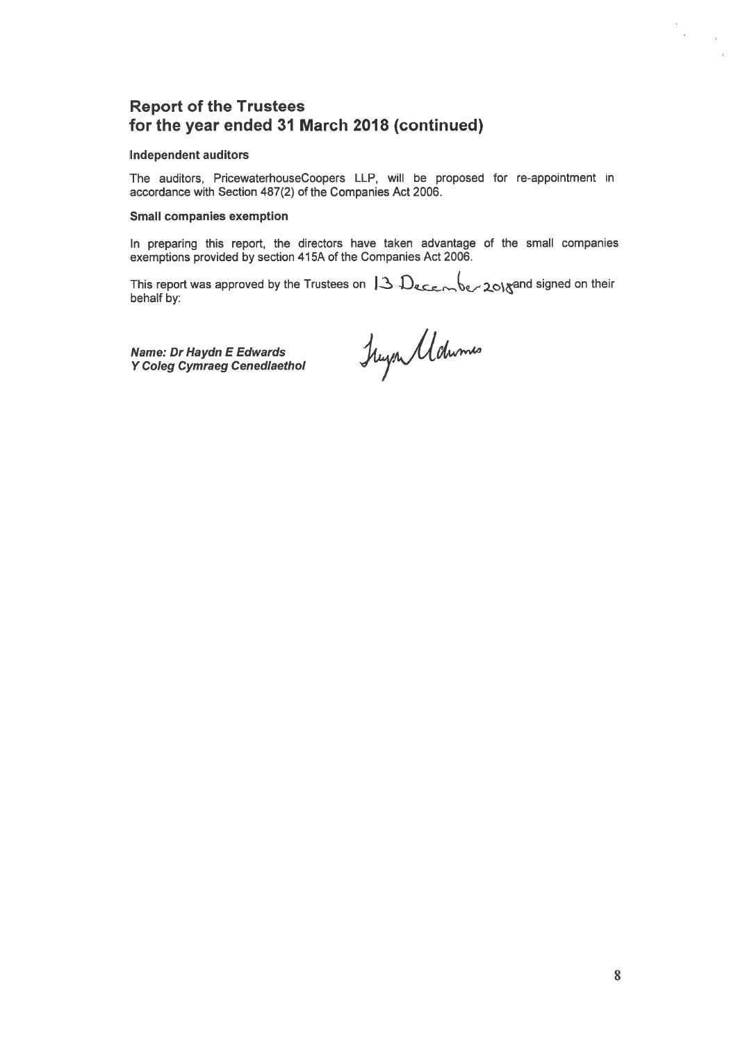## Report of the Trustees for the year ended 31 March 2018 (continued)

### Independent auditors

The auditors, PricewaterhouseCoopers LLP, will be proposed for re-appointment in accordance with Section 487(2) of the Companies Act 2006.

### Small companies exemption

In preparing this report, the directors have taken advantage of the small companies exemptions provided by section 415A of the Companies Act 2006.

This report was approved by the Trustees on 13 December 2018 and signed on their behalf by:

***Name: Dr Haydn E Edwards***
***Y Coleg Cymraeg Cenedlaethol***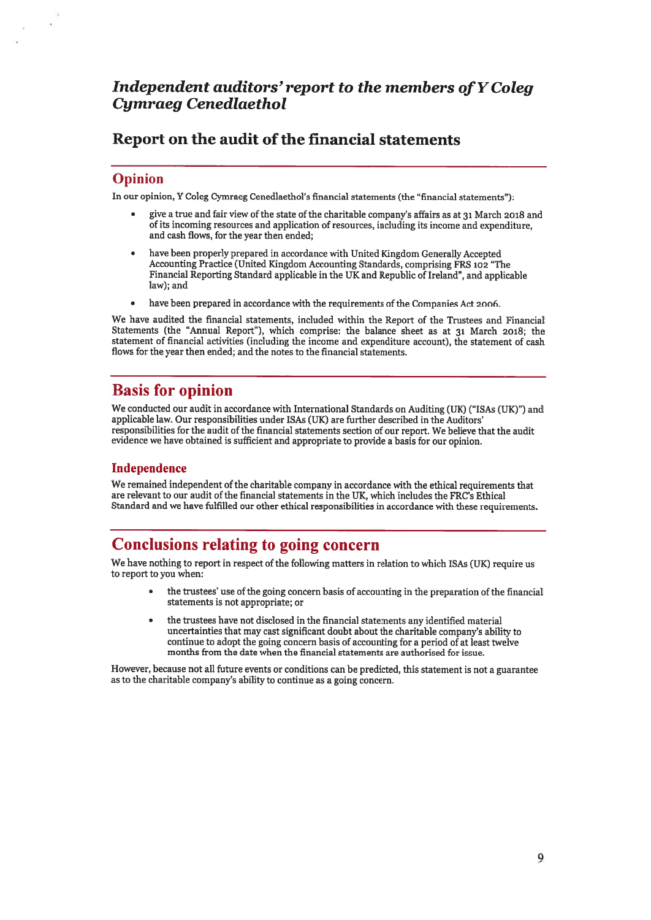# *Independent auditors' report to the members of Y Coleg Cymraeg Cenedlaethol*

## Report on the audit of the financial statements

### Opinion

In our opinion, Y Coleg Cymraeg Cenedlaethol's financial statements (the "financial statements"):

- give a true and fair view of the state of the charitable company's affairs as at 31 March 2018 and of its incoming resources and application of resources, including its income and expenditure, and cash flows, for the year then ended;
- have been properly prepared in accordance with United Kingdom Generally Accepted Accounting Practice (United Kingdom Accounting Standards, comprising FRS 102 "The Financial Reporting Standard applicable in the UK and Republic of Ireland", and applicable law); and
- have been prepared in accordance with the requirements of the Companies Act 2006.

We have audited the financial statements, included within the Report of the Trustees and Financial Statements (the "Annual Report"), which comprise: the balance sheet as at 31 March 2018; the statement of financial activities (including the income and expenditure account), the statement of cash flows for the year then ended; and the notes to the financial statements.

## Basis for opinion

We conducted our audit in accordance with International Standards on Auditing (UK) ("ISAs (UK)") and applicable law. Our responsibilities under ISAs (UK) are further described in the Auditors' responsibilities for the audit of the financial statements section of our report. We believe that the audit evidence we have obtained is sufficient and appropriate to provide a basis for our opinion.

### Independence

We remained independent of the charitable company in accordance with the ethical requirements that are relevant to our audit of the financial statements in the UK, which includes the FRC's Ethical Standard and we have fulfilled our other ethical responsibilities in accordance with these requirements.

## Conclusions relating to going concern

We have nothing to report in respect of the following matters in relation to which ISAs (UK) require us to report to you when:

- the trustees' use of the going concern basis of accounting in the preparation of the financial statements is not appropriate; or
- the trustees have not disclosed in the financial statements any identified material uncertainties that may cast significant doubt about the charitable company's ability to continue to adopt the going concern basis of accounting for a period of at least twelve months from the date when the financial statements are authorised for issue.

However, because not all future events or conditions can be predicted, this statement is not a guarantee as to the charitable company's ability to continue as a going concern.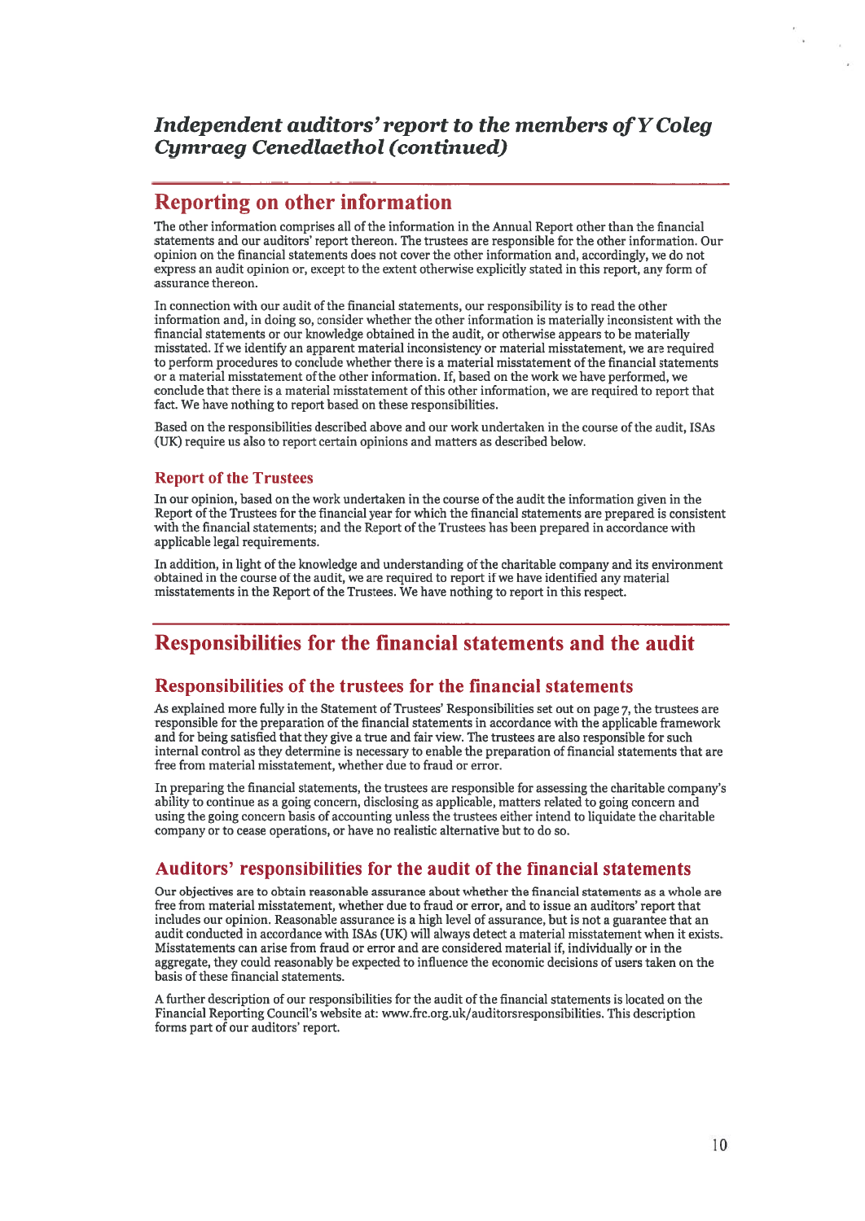# *Independent auditors' report to the members of Y Coleg Cymraeg Cenedlaethol (continued)*

## Reporting on other information

The other information comprises all of the information in the Annual Report other than the financial statements and our auditors' report thereon. The trustees are responsible for the other information. Our opinion on the financial statements does not cover the other information and, accordingly, we do not express an audit opinion or, except to the extent otherwise explicitly stated in this report, any form of assurance thereon.

In connection with our audit of the financial statements, our responsibility is to read the other information and, in doing so, consider whether the other information is materially inconsistent with the financial statements or our knowledge obtained in the audit, or otherwise appears to be materially misstated. If we identify an apparent material inconsistency or material misstatement, we are required to perform procedures to conclude whether there is a material misstatement of the financial statements or a material misstatement of the other information. If, based on the work we have performed, we conclude that there is a material misstatement of this other information, we are required to report that fact. We have nothing to report based on these responsibilities.

Based on the responsibilities described above and our work undertaken in the course of the audit, ISAs (UK) require us also to report certain opinions and matters as described below.

### Report of the Trustees

In our opinion, based on the work undertaken in the course of the audit the information given in the Report of the Trustees for the financial year for which the financial statements are prepared is consistent with the financial statements; and the Report of the Trustees has been prepared in accordance with applicable legal requirements.

In addition, in light of the knowledge and understanding of the charitable company and its environment obtained in the course of the audit, we are required to report if we have identified any material misstatements in the Report of the Trustees. We have nothing to report in this respect.

## Responsibilities for the financial statements and the audit

### Responsibilities of the trustees for the financial statements

As explained more fully in the Statement of Trustees' Responsibilities set out on page 7, the trustees are responsible for the preparation of the financial statements in accordance with the applicable framework and for being satisfied that they give a true and fair view. The trustees are also responsible for such internal control as they determine is necessary to enable the preparation of financial statements that are free from material misstatement, whether due to fraud or error.

In preparing the financial statements, the trustees are responsible for assessing the charitable company's ability to continue as a going concern, disclosing as applicable, matters related to going concern and using the going concern basis of accounting unless the trustees either intend to liquidate the charitable company or to cease operations, or have no realistic alternative but to do so.

### Auditors' responsibilities for the audit of the financial statements

Our objectives are to obtain reasonable assurance about whether the financial statements as a whole are free from material misstatement, whether due to fraud or error, and to issue an auditors' report that includes our opinion. Reasonable assurance is a high level of assurance, but is not a guarantee that an audit conducted in accordance with ISAs (UK) will always detect a material misstatement when it exists. Misstatements can arise from fraud or error and are considered material if, individually or in the aggregate, they could reasonably be expected to influence the economic decisions of users taken on the basis of these financial statements.

A further description of our responsibilities for the audit of the financial statements is located on the Financial Reporting Council's website at: www.frc.org.uk/auditorsresponsibilities. This description forms part of our auditors' report.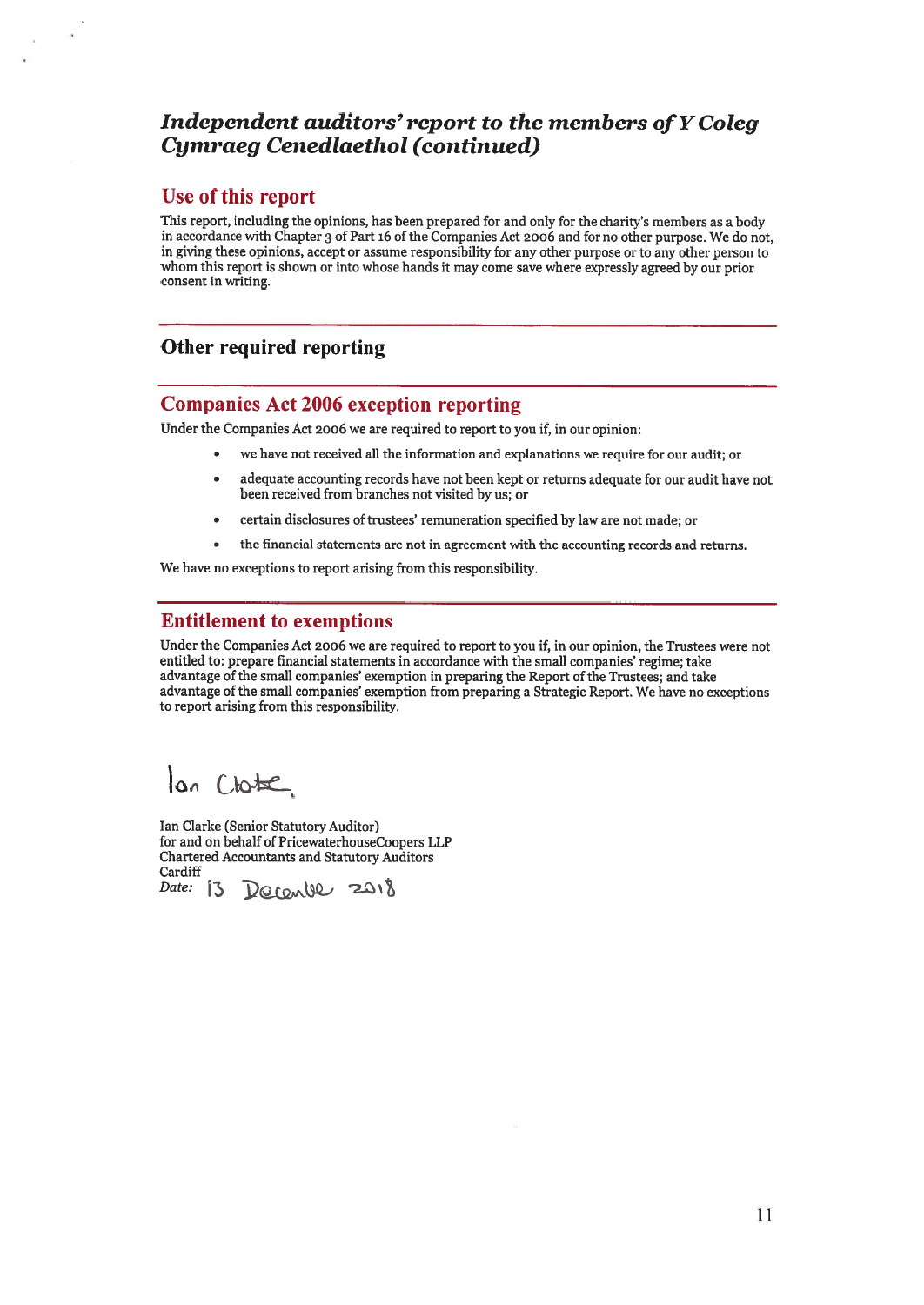## *Independent auditors' report to the members of Y Coleg Cymraeg Cenedlaethol (continued)*

### Use of this report

This report, including the opinions, has been prepared for and only for the charity's members as a body in accordance with Chapter 3 of Part 16 of the Companies Act 2006 and for no other purpose. We do not, in giving these opinions, accept or assume responsibility for any other purpose or to any other person to whom this report is shown or into whose hands it may come save where expressly agreed by our prior consent in writing.

## Other required reporting

### Companies Act 2006 exception reporting

Under the Companies Act 2006 we are required to report to you if, in our opinion:

- we have not received all the information and explanations we require for our audit; or
- adequate accounting records have not been kept or returns adequate for our audit have not been received from branches not visited by us; or
- certain disclosures of trustees' remuneration specified by law are not made; or
- the financial statements are not in agreement with the accounting records and returns.

We have no exceptions to report arising from this responsibility.

### Entitlement to exemptions

Under the Companies Act 2006 we are required to report to you if, in our opinion, the Trustees were not entitled to: prepare financial statements in accordance with the small companies' regime; take advantage of the small companies' exemption in preparing the Report of the Trustees; and take advantage of the small companies' exemption from preparing a Strategic Report. We have no exceptions to report arising from this responsibility.

Ian Clarke

Ian Clarke (Senior Statutory Auditor)
for and on behalf of PricewaterhouseCoopers LLP
Chartered Accountants and Statutory Auditors
Cardiff
*Date:* 13 December 2018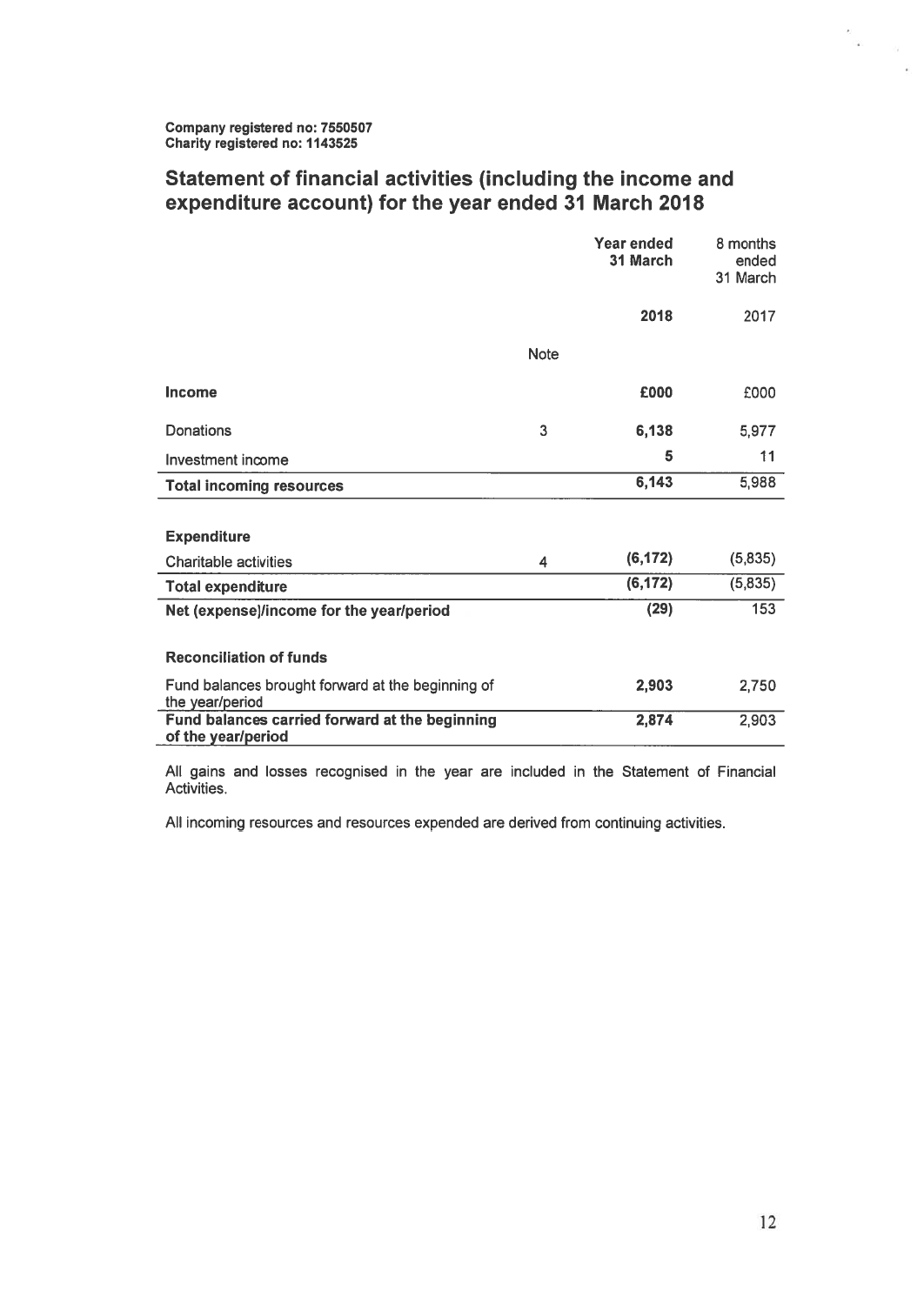**Company registered no: 7550507**
**Charity registered no: 1143525**

## Statement of financial activities (including the income and expenditure account) for the year ended 31 March 2018

| | Note | **Year ended 31 March** | 8 months ended 31 March |
|---|---|---|---|
| | | **2018** | 2017 |
| **Income** | | **£000** | £000 |
| Donations | 3 | **6,138** | 5,977 |
| Investment income | | **5** | 11 |
| **Total incoming resources** | | **6,143** | 5,988 |
| **Expenditure** | | | |
| Charitable activities | 4 | **(6,172)** | (5,835) |
| **Total expenditure** | | **(6,172)** | (5,835) |
| **Net (expense)/income for the year/period** | | **(29)** | 153 |
| **Reconciliation of funds** | | | |
| Fund balances brought forward at the beginning of the year/period | | **2,903** | 2,750 |
| **Fund balances carried forward at the beginning of the year/period** | | **2,874** | 2,903 |

All gains and losses recognised in the year are included in the Statement of Financial Activities.

All incoming resources and resources expended are derived from continuing activities.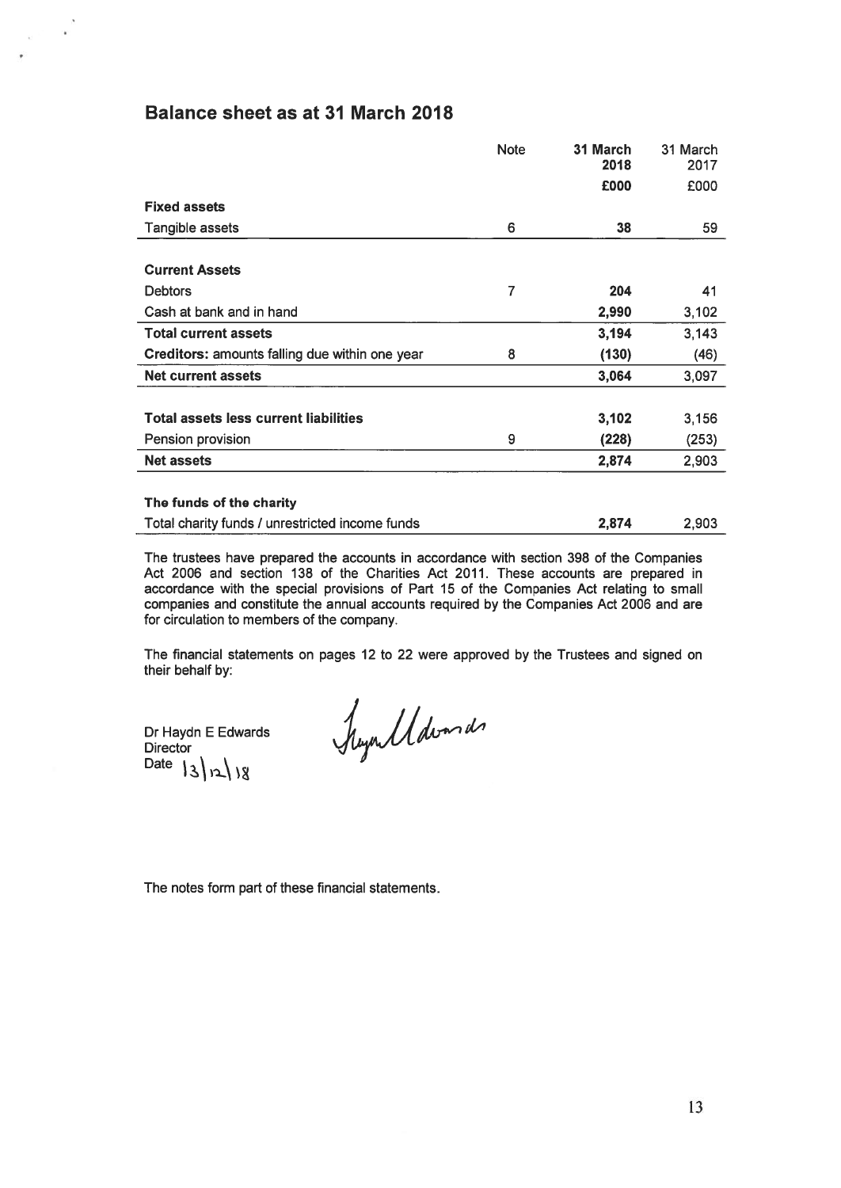## Balance sheet as at 31 March 2018

| | Note | 31 March 2018 | 31 March 2017 |
|---|---|---|---|
| | | **£000** | £000 |
| **Fixed assets** | | | |
| Tangible assets | 6 | **38** | 59 |
| | | | |
| **Current Assets** | | | |
| Debtors | 7 | **204** | 41 |
| Cash at bank and in hand | | **2,990** | 3,102 |
| **Total current assets** | | **3,194** | 3,143 |
| **Creditors:** amounts falling due within one year | 8 | **(130)** | (46) |
| **Net current assets** | | **3,064** | 3,097 |
| | | | |
| **Total assets less current liabilities** | | **3,102** | 3,156 |
| Pension provision | 9 | **(228)** | (253) |
| **Net assets** | | **2,874** | 2,903 |
| | | | |
| **The funds of the charity** | | | |
| Total charity funds / unrestricted income funds | | **2,874** | 2,903 |

The trustees have prepared the accounts in accordance with section 398 of the Companies Act 2006 and section 138 of the Charities Act 2011. These accounts are prepared in accordance with the special provisions of Part 15 of the Companies Act relating to small companies and constitute the annual accounts required by the Companies Act 2006 and are for circulation to members of the company.

The financial statements on pages 12 to 22 were approved by the Trustees and signed on their behalf by:

Dr Haydn E Edwards
Director
Date 13/12/18

The notes form part of these financial statements.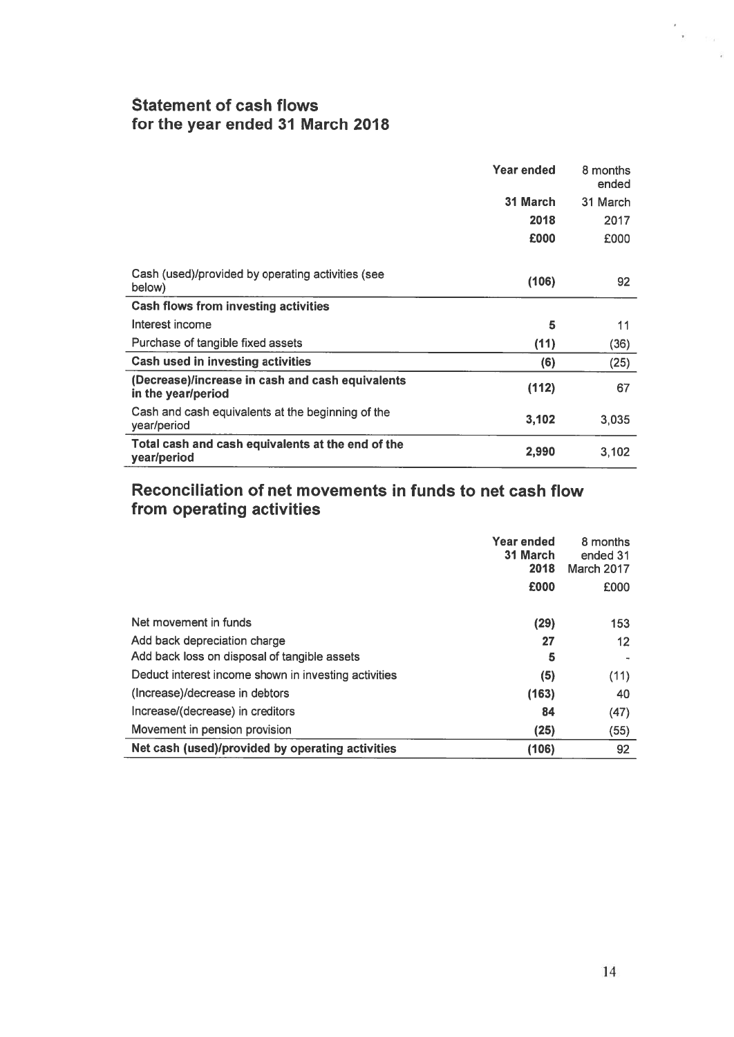## Statement of cash flows
## for the year ended 31 March 2018

| | **Year ended 31 March 2018 £000** | 8 months ended 31 March 2017 £000 |
|---|---|---|
| Cash (used)/provided by operating activities (see below) | **(106)** | 92 |
| **Cash flows from investing activities** | | |
| Interest income | **5** | 11 |
| Purchase of tangible fixed assets | **(11)** | (36) |
| **Cash used in investing activities** | **(6)** | (25) |
| **(Decrease)/increase in cash and cash equivalents in the year/period** | **(112)** | 67 |
| Cash and cash equivalents at the beginning of the year/period | **3,102** | 3,035 |
| **Total cash and cash equivalents at the end of the year/period** | **2,990** | 3,102 |

## Reconciliation of net movements in funds to net cash flow from operating activities

| | **Year ended 31 March 2018 £000** | 8 months ended 31 March 2017 £000 |
|---|---|---|
| Net movement in funds | **(29)** | 153 |
| Add back depreciation charge | **27** | 12 |
| Add back loss on disposal of tangible assets | **5** | - |
| Deduct interest income shown in investing activities | **(5)** | (11) |
| (Increase)/decrease in debtors | **(163)** | 40 |
| Increase/(decrease) in creditors | **84** | (47) |
| Movement in pension provision | **(25)** | (55) |
| **Net cash (used)/provided by operating activities** | **(106)** | 92 |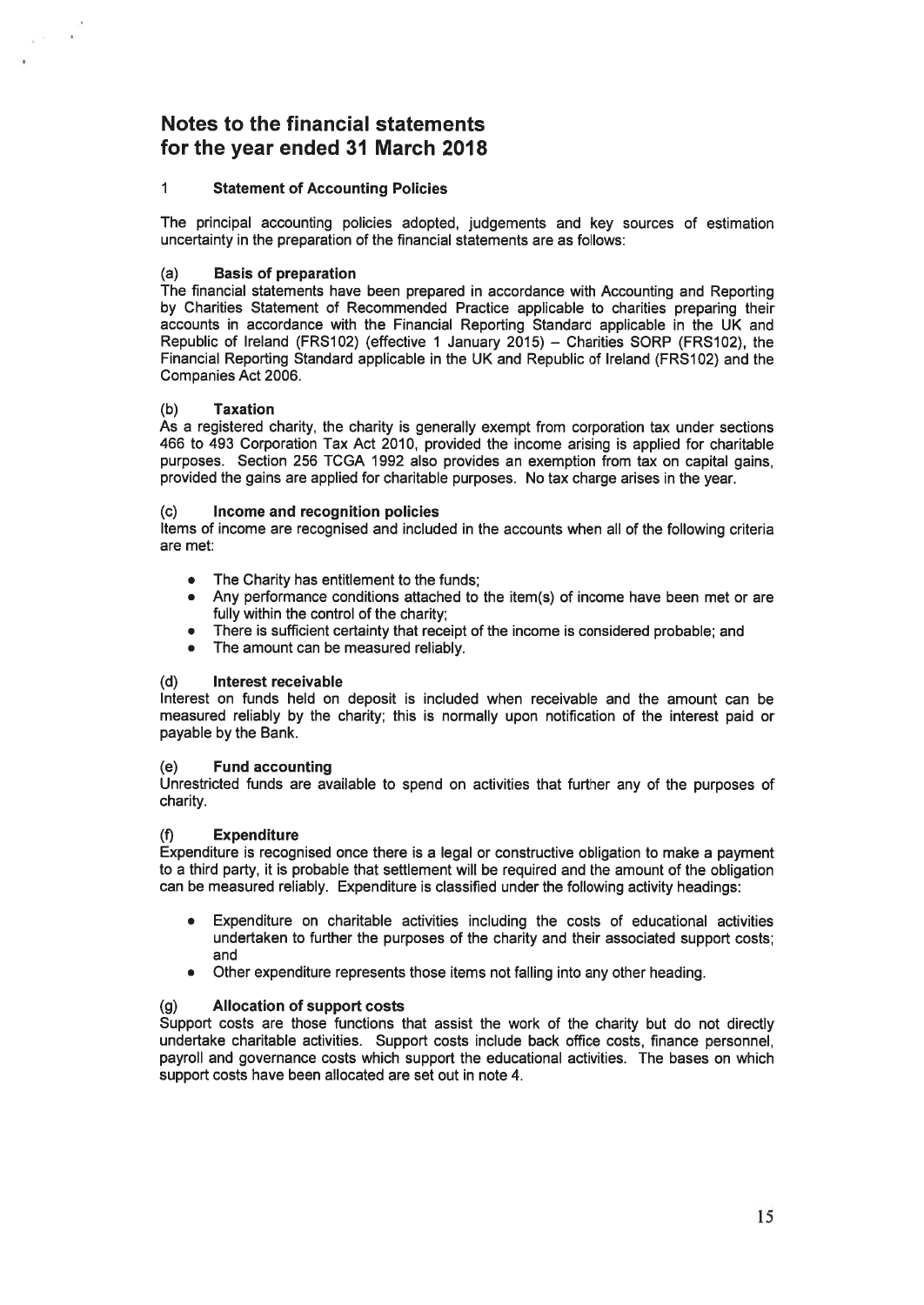# Notes to the financial statements for the year ended 31 March 2018

## 1 Statement of Accounting Policies

The principal accounting policies adopted, judgements and key sources of estimation uncertainty in the preparation of the financial statements are as follows:

### (a) Basis of preparation

The financial statements have been prepared in accordance with Accounting and Reporting by Charities Statement of Recommended Practice applicable to charities preparing their accounts in accordance with the Financial Reporting Standard applicable in the UK and Republic of Ireland (FRS102) (effective 1 January 2015) – Charities SORP (FRS102), the Financial Reporting Standard applicable in the UK and Republic of Ireland (FRS102) and the Companies Act 2006.

### (b) Taxation

As a registered charity, the charity is generally exempt from corporation tax under sections 466 to 493 Corporation Tax Act 2010, provided the income arising is applied for charitable purposes. Section 256 TCGA 1992 also provides an exemption from tax on capital gains, provided the gains are applied for charitable purposes. No tax charge arises in the year.

### (c) Income and recognition policies

Items of income are recognised and included in the accounts when all of the following criteria are met:

- The Charity has entitlement to the funds;
- Any performance conditions attached to the item(s) of income have been met or are fully within the control of the charity;
- There is sufficient certainty that receipt of the income is considered probable; and
- The amount can be measured reliably.

### (d) Interest receivable

Interest on funds held on deposit is included when receivable and the amount can be measured reliably by the charity; this is normally upon notification of the interest paid or payable by the Bank.

### (e) Fund accounting

Unrestricted funds are available to spend on activities that further any of the purposes of charity.

### (f) Expenditure

Expenditure is recognised once there is a legal or constructive obligation to make a payment to a third party, it is probable that settlement will be required and the amount of the obligation can be measured reliably. Expenditure is classified under the following activity headings:

- Expenditure on charitable activities including the costs of educational activities undertaken to further the purposes of the charity and their associated support costs; and
- Other expenditure represents those items not falling into any other heading.

### (g) Allocation of support costs

Support costs are those functions that assist the work of the charity but do not directly undertake charitable activities. Support costs include back office costs, finance personnel, payroll and governance costs which support the educational activities. The bases on which support costs have been allocated are set out in note 4.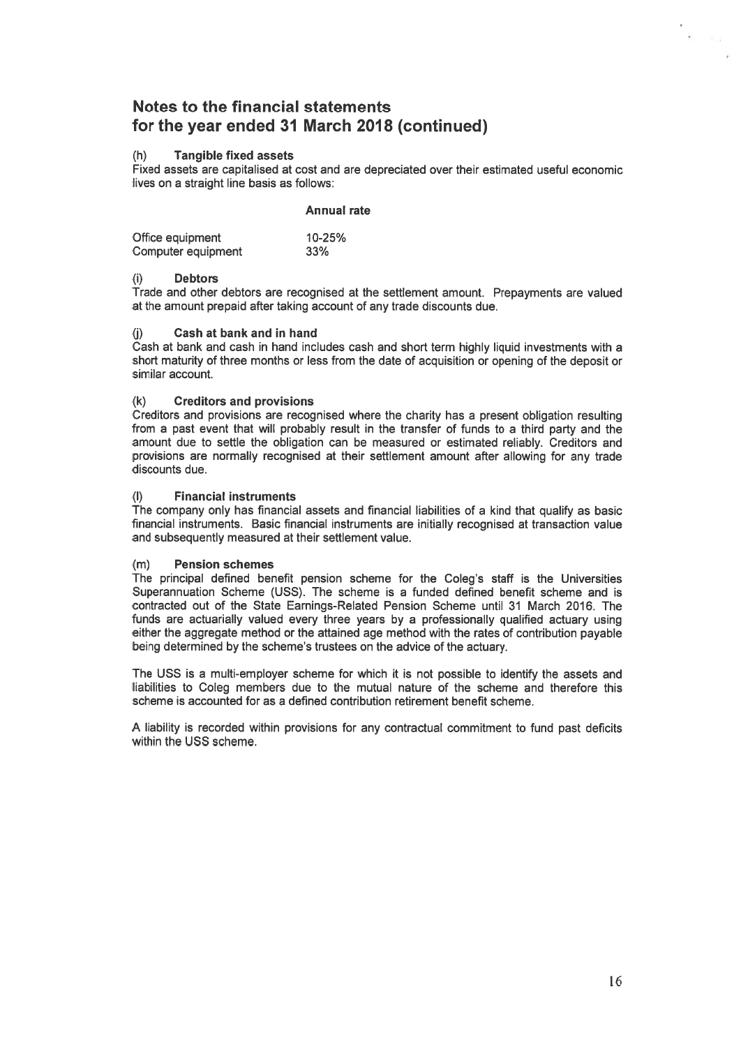# Notes to the financial statements for the year ended 31 March 2018 (continued)

### (h) Tangible fixed assets

Fixed assets are capitalised at cost and are depreciated over their estimated useful economic lives on a straight line basis as follows:

| | **Annual rate** |
|---|---|
| Office equipment | 10-25% |
| Computer equipment | 33% |

### (i) Debtors

Trade and other debtors are recognised at the settlement amount. Prepayments are valued at the amount prepaid after taking account of any trade discounts due.

### (j) Cash at bank and in hand

Cash at bank and cash in hand includes cash and short term highly liquid investments with a short maturity of three months or less from the date of acquisition or opening of the deposit or similar account.

### (k) Creditors and provisions

Creditors and provisions are recognised where the charity has a present obligation resulting from a past event that will probably result in the transfer of funds to a third party and the amount due to settle the obligation can be measured or estimated reliably. Creditors and provisions are normally recognised at their settlement amount after allowing for any trade discounts due.

### (l) Financial instruments

The company only has financial assets and financial liabilities of a kind that qualify as basic financial instruments. Basic financial instruments are initially recognised at transaction value and subsequently measured at their settlement value.

### (m) Pension schemes

The principal defined benefit pension scheme for the Coleg's staff is the Universities Superannuation Scheme (USS). The scheme is a funded defined benefit scheme and is contracted out of the State Earnings-Related Pension Scheme until 31 March 2016. The funds are actuarially valued every three years by a professionally qualified actuary using either the aggregate method or the attained age method with the rates of contribution payable being determined by the scheme's trustees on the advice of the actuary.

The USS is a multi-employer scheme for which it is not possible to identify the assets and liabilities to Coleg members due to the mutual nature of the scheme and therefore this scheme is accounted for as a defined contribution retirement benefit scheme.

A liability is recorded within provisions for any contractual commitment to fund past deficits within the USS scheme.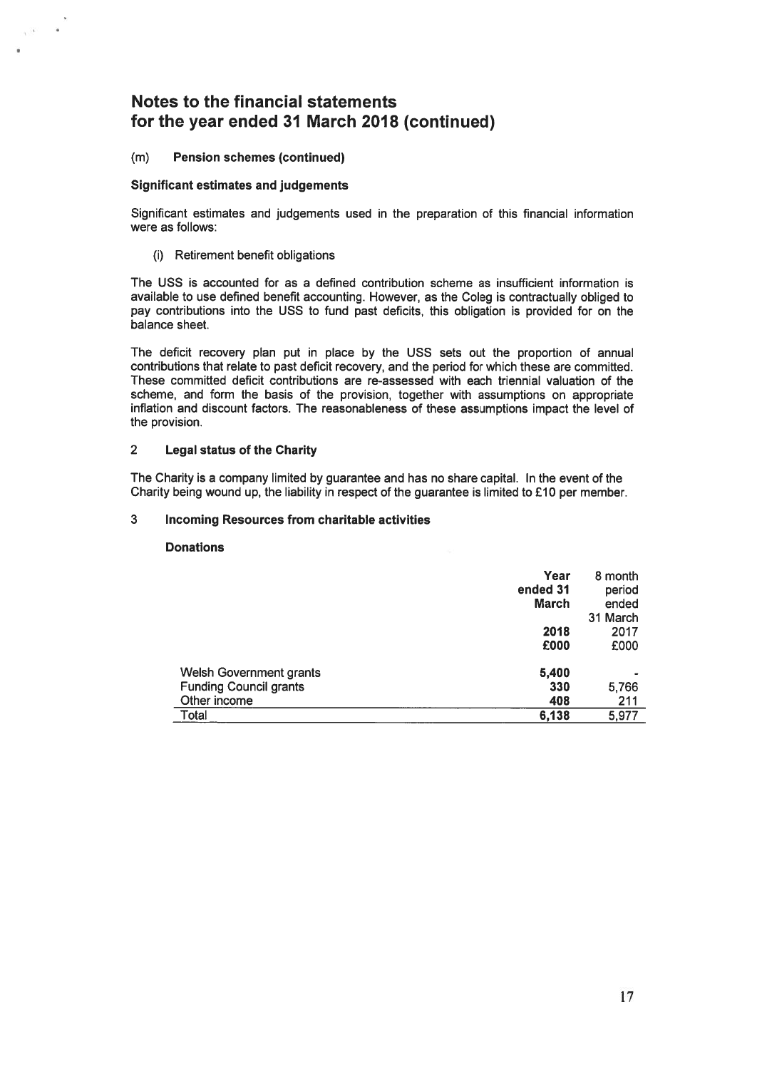# Notes to the financial statements for the year ended 31 March 2018 (continued)

### (m) Pension schemes (continued)

**Significant estimates and judgements**

Significant estimates and judgements used in the preparation of this financial information were as follows:

(i) Retirement benefit obligations

The USS is accounted for as a defined contribution scheme as insufficient information is available to use defined benefit accounting. However, as the Coleg is contractually obliged to pay contributions into the USS to fund past deficits, this obligation is provided for on the balance sheet.

The deficit recovery plan put in place by the USS sets out the proportion of annual contributions that relate to past deficit recovery, and the period for which these are committed. These committed deficit contributions are re-assessed with each triennial valuation of the scheme, and form the basis of the provision, together with assumptions on appropriate inflation and discount factors. The reasonableness of these assumptions impact the level of the provision.

## 2 Legal status of the Charity

The Charity is a company limited by guarantee and has no share capital. In the event of the Charity being wound up, the liability in respect of the guarantee is limited to £10 per member.

## 3 Incoming Resources from charitable activities

**Donations**

| | **Year ended 31 March 2018 £000** | 8 month period ended 31 March 2017 £000 |
|---|---|---|
| Welsh Government grants | **5,400** | - |
| Funding Council grants | **330** | 5,766 |
| Other income | **408** | 211 |
| Total | **6,138** | 5,977 |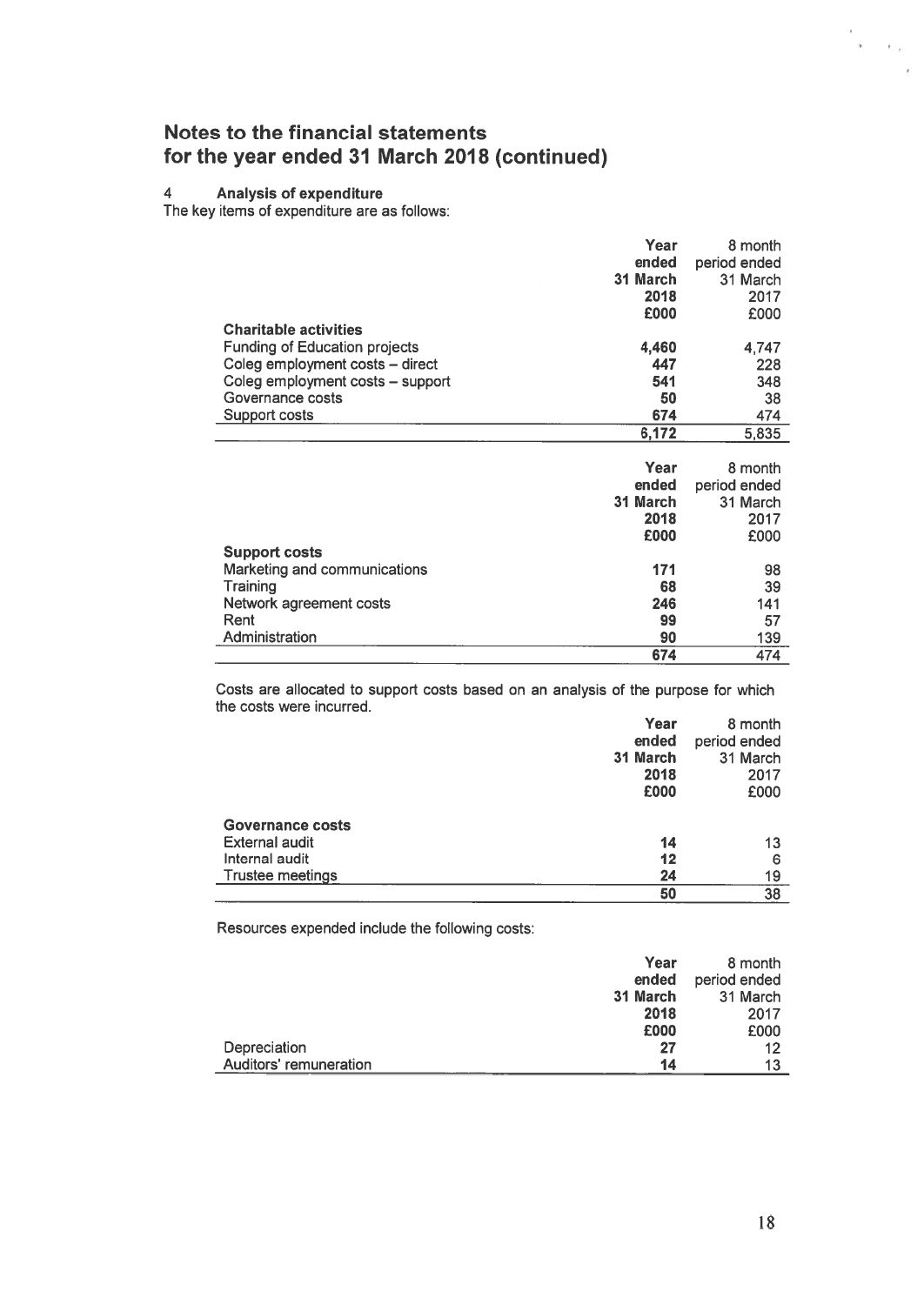# Notes to the financial statements for the year ended 31 March 2018 (continued)

## 4 Analysis of expenditure

The key items of expenditure are as follows:

| | Year ended 31 March 2018 £000 | 8 month period ended 31 March 2017 £000 |
|---|---|---|
| **Charitable activities** | | |
| Funding of Education projects | 4,460 | 4,747 |
| Coleg employment costs – direct | 447 | 228 |
| Coleg employment costs – support | 541 | 348 |
| Governance costs | 50 | 38 |
| Support costs | 674 | 474 |
| | 6,172 | 5,835 |

| | Year ended 31 March 2018 £000 | 8 month period ended 31 March 2017 £000 |
|---|---|---|
| **Support costs** | | |
| Marketing and communications | 171 | 98 |
| Training | 68 | 39 |
| Network agreement costs | 246 | 141 |
| Rent | 99 | 57 |
| Administration | 90 | 139 |
| | 674 | 474 |

Costs are allocated to support costs based on an analysis of the purpose for which the costs were incurred.

| | Year ended 31 March 2018 £000 | 8 month period ended 31 March 2017 £000 |
|---|---|---|
| **Governance costs** | | |
| External audit | 14 | 13 |
| Internal audit | 12 | 6 |
| Trustee meetings | 24 | 19 |
| | 50 | 38 |

Resources expended include the following costs:

| | Year ended 31 March 2018 £000 | 8 month period ended 31 March 2017 £000 |
|---|---|---|
| Depreciation | 27 | 12 |
| Auditors' remuneration | 14 | 13 |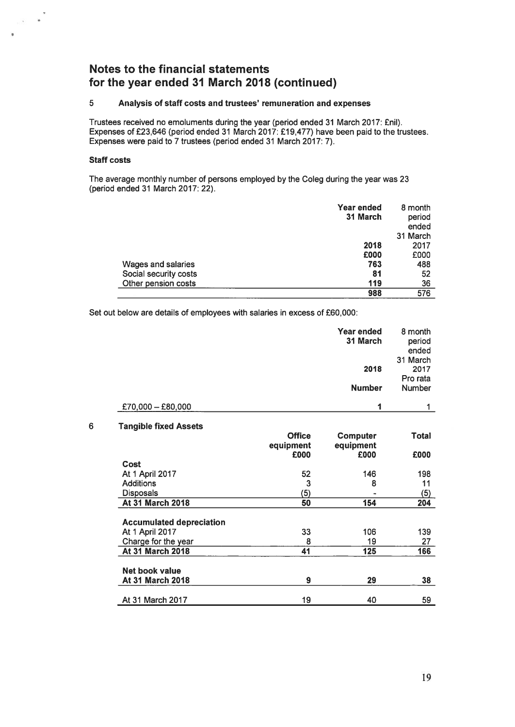## Notes to the financial statements for the year ended 31 March 2018 (continued)

### 5 Analysis of staff costs and trustees' remuneration and expenses

Trustees received no emoluments during the year (period ended 31 March 2017: £nil). Expenses of £23,646 (period ended 31 March 2017: £19,477) have been paid to the trustees. Expenses were paid to 7 trustees (period ended 31 March 2017: 7).

**Staff costs**

The average monthly number of persons employed by the Coleg during the year was 23 (period ended 31 March 2017: 22).

| | Year ended 31 March 2018 £000 | 8 month period ended 31 March 2017 £000 |
|---|---|---|
| Wages and salaries | **763** | 488 |
| Social security costs | **81** | 52 |
| Other pension costs | **119** | 36 |
| | **988** | 576 |

Set out below are details of employees with salaries in excess of £60,000:

| | Year ended 31 March 2018 Number | 8 month period ended 31 March 2017 Pro rata Number |
|---|---|---|
| £70,000 – £80,000 | **1** | 1 |

### 6 Tangible fixed Assets

| | Office equipment £000 | Computer equipment £000 | Total £000 |
|---|---|---|---|
| **Cost** | | | |
| At 1 April 2017 | 52 | 146 | 198 |
| Additions | 3 | 8 | 11 |
| Disposals | (5) | - | (5) |
| **At 31 March 2018** | **50** | **154** | **204** |
| **Accumulated depreciation** | | | |
| At 1 April 2017 | 33 | 106 | 139 |
| Charge for the year | 8 | 19 | 27 |
| **At 31 March 2018** | **41** | **125** | **166** |
| **Net book value** | | | |
| **At 31 March 2018** | **9** | **29** | **38** |
| At 31 March 2017 | 19 | 40 | 59 |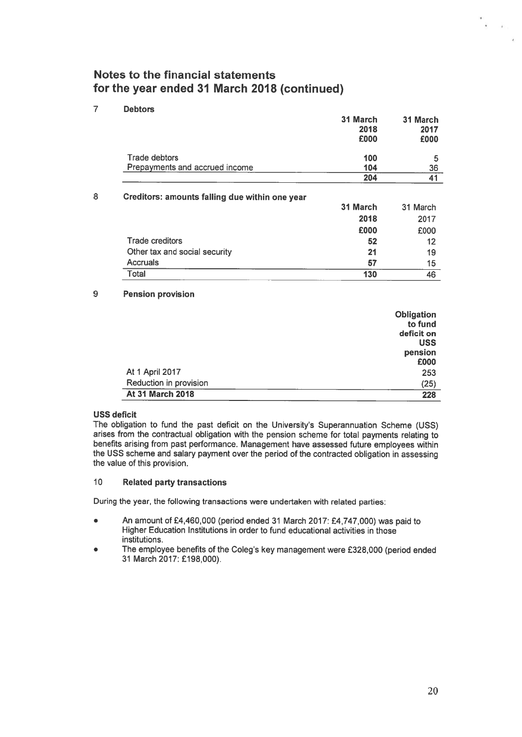# Notes to the financial statements for the year ended 31 March 2018 (continued)

## 7 Debtors

| | 31 March 2018 £000 | 31 March 2017 £000 |
|---|---|---|
| Trade debtors | 100 | 5 |
| Prepayments and accrued income | 104 | 36 |
| | 204 | 41 |

## 8 Creditors: amounts falling due within one year

| | 31 March 2018 £000 | 31 March 2017 £000 |
|---|---|---|
| Trade creditors | 52 | 12 |
| Other tax and social security | 21 | 19 |
| Accruals | 57 | 15 |
| Total | 130 | 46 |

## 9 Pension provision

| | Obligation to fund deficit on USS pension £000 |
|---|---|
| At 1 April 2017 | 253 |
| Reduction in provision | (25) |
| **At 31 March 2018** | **228** |

**USS deficit**

The obligation to fund the past deficit on the University's Superannuation Scheme (USS) arises from the contractual obligation with the pension scheme for total payments relating to benefits arising from past performance. Management have assessed future employees within the USS scheme and salary payment over the period of the contracted obligation in assessing the value of this provision.

## 10 Related party transactions

During the year, the following transactions were undertaken with related parties:

- An amount of £4,460,000 (period ended 31 March 2017: £4,747,000) was paid to Higher Education Institutions in order to fund educational activities in those institutions.
- The employee benefits of the Coleg's key management were £328,000 (period ended 31 March 2017: £198,000).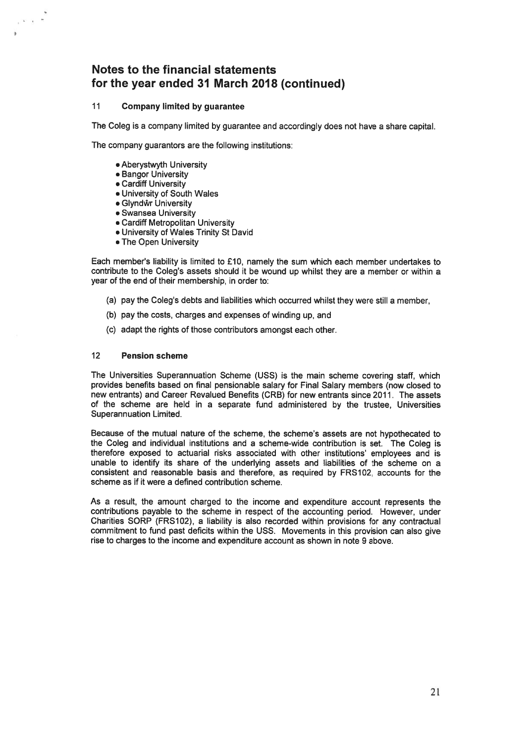# Notes to the financial statements for the year ended 31 March 2018 (continued)

## 11 Company limited by guarantee

The Coleg is a company limited by guarantee and accordingly does not have a share capital.

The company guarantors are the following institutions:

- Aberystwyth University
- Bangor University
- Cardiff University
- University of South Wales
- Glyndŵr University
- Swansea University
- Cardiff Metropolitan University
- University of Wales Trinity St David
- The Open University

Each member's liability is limited to £10, namely the sum which each member undertakes to contribute to the Coleg's assets should it be wound up whilst they are a member or within a year of the end of their membership, in order to:

(a) pay the Coleg's debts and liabilities which occurred whilst they were still a member,

(b) pay the costs, charges and expenses of winding up, and

(c) adapt the rights of those contributors amongst each other.

## 12 Pension scheme

The Universities Superannuation Scheme (USS) is the main scheme covering staff, which provides benefits based on final pensionable salary for Final Salary members (now closed to new entrants) and Career Revalued Benefits (CRB) for new entrants since 2011. The assets of the scheme are held in a separate fund administered by the trustee, Universities Superannuation Limited.

Because of the mutual nature of the scheme, the scheme's assets are not hypothecated to the Coleg and individual institutions and a scheme-wide contribution is set. The Coleg is therefore exposed to actuarial risks associated with other institutions' employees and is unable to identify its share of the underlying assets and liabilities of the scheme on a consistent and reasonable basis and therefore, as required by FRS102, accounts for the scheme as if it were a defined contribution scheme.

As a result, the amount charged to the income and expenditure account represents the contributions payable to the scheme in respect of the accounting period. However, under Charities SORP (FRS102), a liability is also recorded within provisions for any contractual commitment to fund past deficits within the USS. Movements in this provision can also give rise to charges to the income and expenditure account as shown in note 9 above.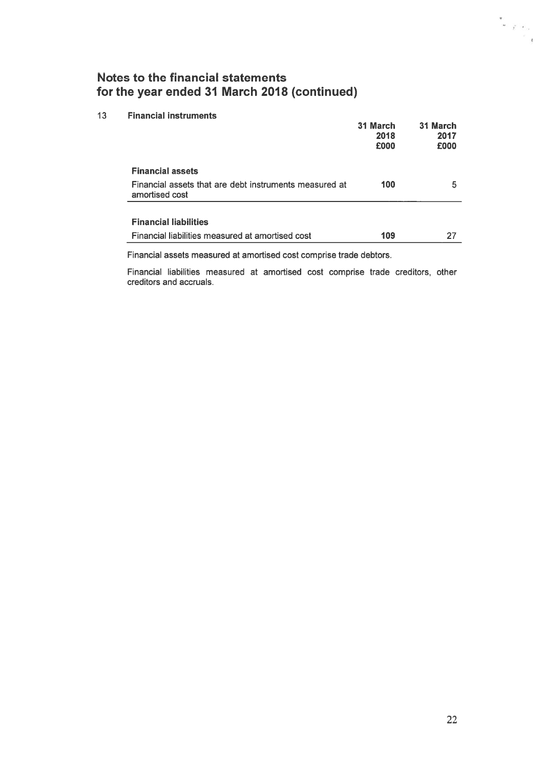## Notes to the financial statements for the year ended 31 March 2018 (continued)

### 13 Financial instruments

| | 31 March 2018 £000 | 31 March 2017 £000 |
|---|---|---|
| **Financial assets** | | |
| Financial assets that are debt instruments measured at amortised cost | **100** | 5 |
| **Financial liabilities** | | |
| Financial liabilities measured at amortised cost | **109** | 27 |

Financial assets measured at amortised cost comprise trade debtors.

Financial liabilities measured at amortised cost comprise trade creditors, other creditors and accruals.